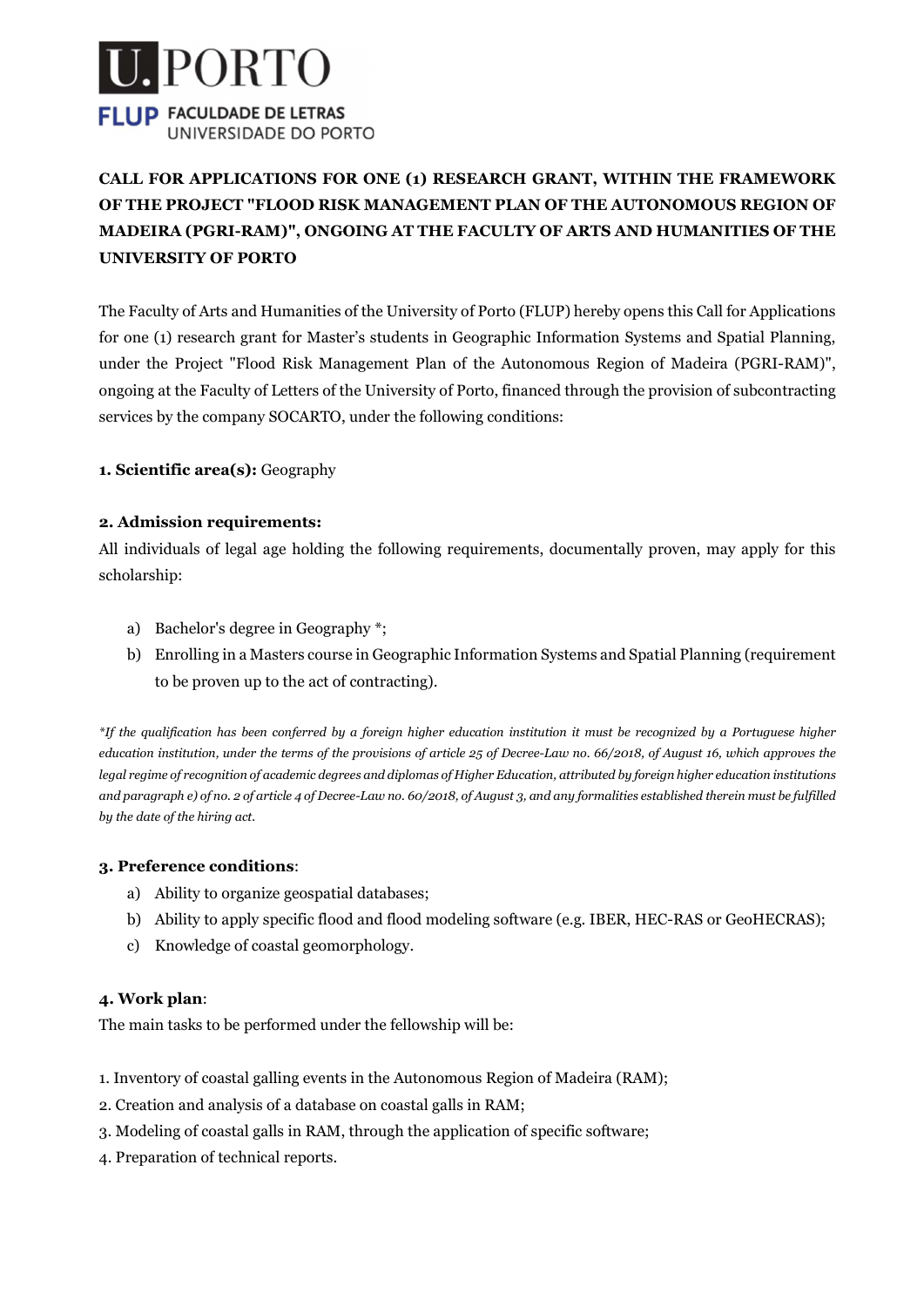U.PORTO
FLUP FACULDADE DE LETRAS
UNIVERSIDADE DO PORTO

# CALL FOR APPLICATIONS FOR ONE (1) RESEARCH GRANT, WITHIN THE FRAMEWORK OF THE PROJECT "FLOOD RISK MANAGEMENT PLAN OF THE AUTONOMOUS REGION OF MADEIRA (PGRI-RAM)", ONGOING AT THE FACULTY OF ARTS AND HUMANITIES OF THE UNIVERSITY OF PORTO

The Faculty of Arts and Humanities of the University of Porto (FLUP) hereby opens this Call for Applications for one (1) research grant for Master's students in Geographic Information Systems and Spatial Planning, under the Project "Flood Risk Management Plan of the Autonomous Region of Madeira (PGRI-RAM)", ongoing at the Faculty of Letters of the University of Porto, financed through the provision of subcontracting services by the company SOCARTO, under the following conditions:

**1. Scientific area(s):** Geography

**2. Admission requirements:**

All individuals of legal age holding the following requirements, documentally proven, may apply for this scholarship:

a) Bachelor's degree in Geography *;

b) Enrolling in a Masters course in Geographic Information Systems and Spatial Planning (requirement to be proven up to the act of contracting).

*\*If the qualification has been conferred by a foreign higher education institution it must be recognized by a Portuguese higher education institution, under the terms of the provisions of article 25 of Decree-Law no. 66/2018, of August 16, which approves the legal regime of recognition of academic degrees and diplomas of Higher Education, attributed by foreign higher education institutions and paragraph e) of no. 2 of article 4 of Decree-Law no. 60/2018, of August 3, and any formalities established therein must be fulfilled by the date of the hiring act.*

**3. Preference conditions**:

a) Ability to organize geospatial databases;

b) Ability to apply specific flood and flood modeling software (e.g. IBER, HEC-RAS or GeoHECRAS);

c) Knowledge of coastal geomorphology.

**4. Work plan**:

The main tasks to be performed under the fellowship will be:

1. Inventory of coastal galling events in the Autonomous Region of Madeira (RAM);
2. Creation and analysis of a database on coastal galls in RAM;
3. Modeling of coastal galls in RAM, through the application of specific software;
4. Preparation of technical reports.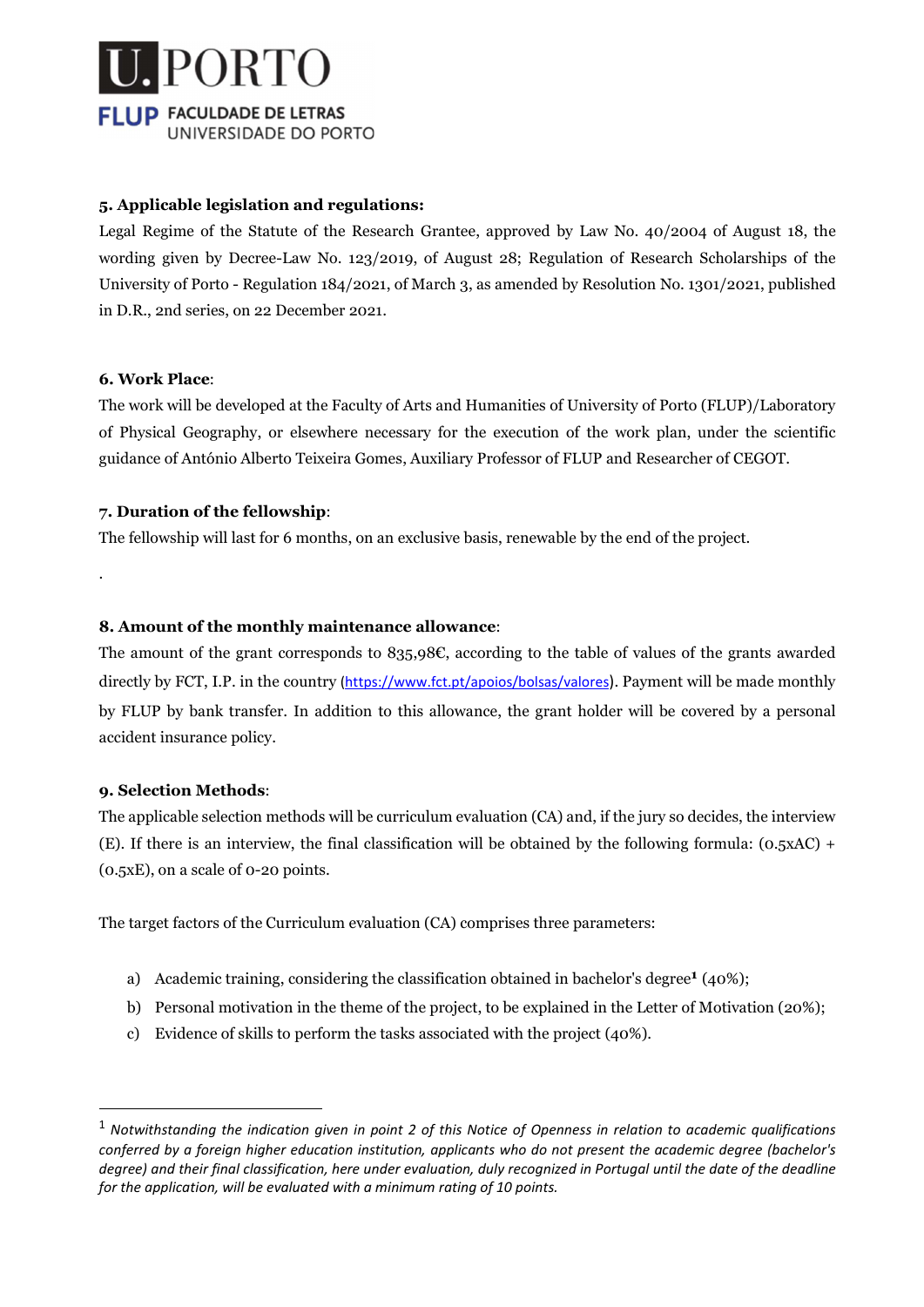**5. Applicable legislation and regulations:**

Legal Regime of the Statute of the Research Grantee, approved by Law No. 40/2004 of August 18, the wording given by Decree-Law No. 123/2019, of August 28; Regulation of Research Scholarships of the University of Porto - Regulation 184/2021, of March 3, as amended by Resolution No. 1301/2021, published in D.R., 2nd series, on 22 December 2021.

**6. Work Place**:

The work will be developed at the Faculty of Arts and Humanities of University of Porto (FLUP)/Laboratory of Physical Geography, or elsewhere necessary for the execution of the work plan, under the scientific guidance of António Alberto Teixeira Gomes, Auxiliary Professor of FLUP and Researcher of CEGOT.

**7. Duration of the fellowship**:

The fellowship will last for 6 months, on an exclusive basis, renewable by the end of the project.

.

**8. Amount of the monthly maintenance allowance**:

The amount of the grant corresponds to 835,98€, according to the table of values of the grants awarded directly by FCT, I.P. in the country (https://www.fct.pt/apoios/bolsas/valores). Payment will be made monthly by FLUP by bank transfer. In addition to this allowance, the grant holder will be covered by a personal accident insurance policy.

**9. Selection Methods**:

The applicable selection methods will be curriculum evaluation (CA) and, if the jury so decides, the interview (E). If there is an interview, the final classification will be obtained by the following formula: (0.5xAC) + (0.5xE), on a scale of 0-20 points.

The target factors of the Curriculum evaluation (CA) comprises three parameters:

a) Academic training, considering the classification obtained in bachelor's degree[1] (40%);
b) Personal motivation in the theme of the project, to be explained in the Letter of Motivation (20%);
c) Evidence of skills to perform the tasks associated with the project (40%).

---

[1] *Notwithstanding the indication given in point 2 of this Notice of Openness in relation to academic qualifications conferred by a foreign higher education institution, applicants who do not present the academic degree (bachelor's degree) and their final classification, here under evaluation, duly recognized in Portugal until the date of the deadline for the application, will be evaluated with a minimum rating of 10 points.*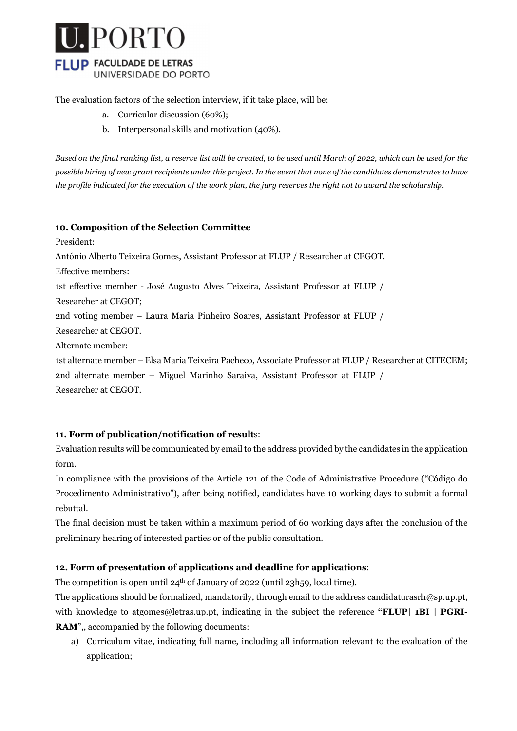The evaluation factors of the selection interview, if it take place, will be:

a. Curricular discussion (60%);
b. Interpersonal skills and motivation (40%).

*Based on the final ranking list, a reserve list will be created, to be used until March of 2022, which can be used for the possible hiring of new grant recipients under this project. In the event that none of the candidates demonstrates to have the profile indicated for the execution of the work plan, the jury reserves the right not to award the scholarship.*

**10. Composition of the Selection Committee**

President:

António Alberto Teixeira Gomes, Assistant Professor at FLUP / Researcher at CEGOT.

Effective members:

1st effective member - José Augusto Alves Teixeira, Assistant Professor at FLUP / Researcher at CEGOT;

2nd voting member – Laura Maria Pinheiro Soares, Assistant Professor at FLUP / Researcher at CEGOT.

Alternate member:

1st alternate member – Elsa Maria Teixeira Pacheco, Associate Professor at FLUP / Researcher at CITECEM;

2nd alternate member – Miguel Marinho Saraiva, Assistant Professor at FLUP / Researcher at CEGOT.

**11. Form of publication/notification of results**:

Evaluation results will be communicated by email to the address provided by the candidates in the application form.

In compliance with the provisions of the Article 121 of the Code of Administrative Procedure ("Código do Procedimento Administrativo"), after being notified, candidates have 10 working days to submit a formal rebuttal.

The final decision must be taken within a maximum period of 60 working days after the conclusion of the preliminary hearing of interested parties or of the public consultation.

**12. Form of presentation of applications and deadline for applications**:

The competition is open until 24th of January of 2022 (until 23h59, local time).

The applications should be formalized, mandatorily, through email to the address candidaturasrh@sp.up.pt, with knowledge to atgomes@letras.up.pt, indicating in the subject the reference **"FLUP| 1BI | PGRI-RAM"**,, accompanied by the following documents:

a) Curriculum vitae, indicating full name, including all information relevant to the evaluation of the application;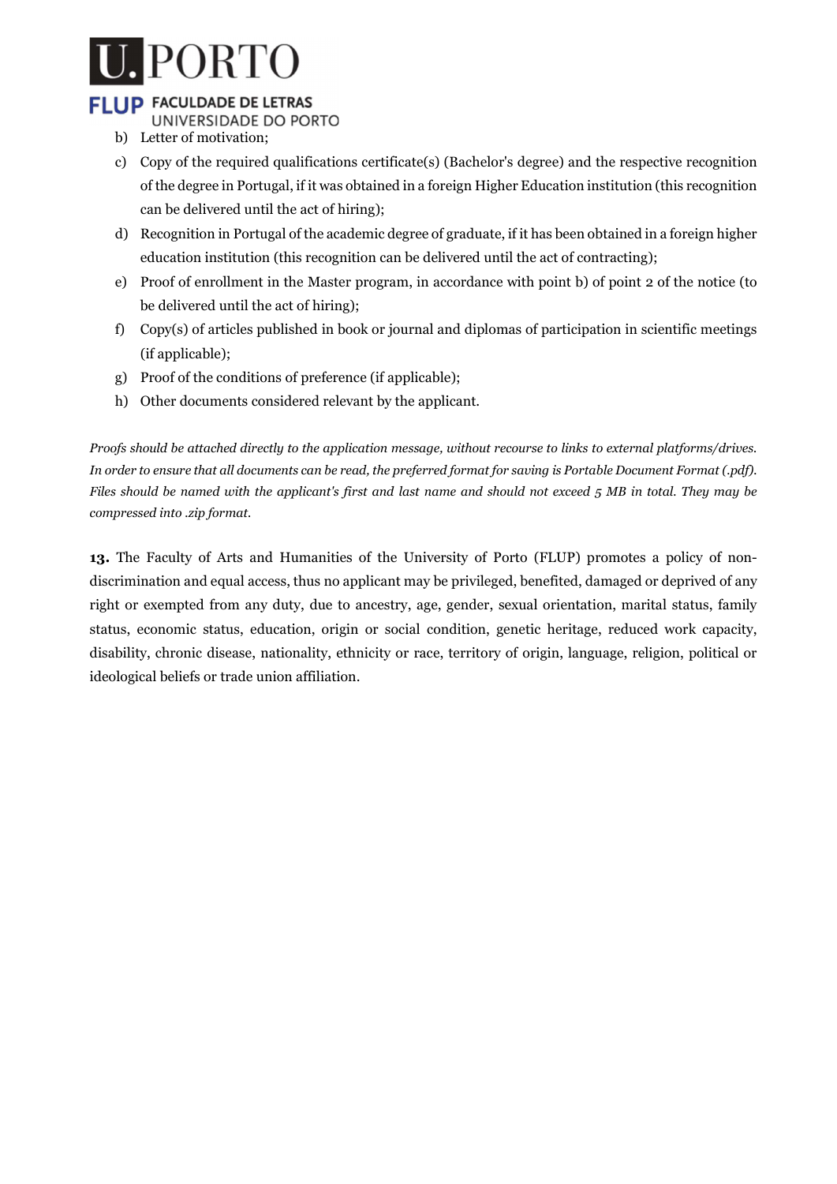b) Letter of motivation;

c) Copy of the required qualifications certificate(s) (Bachelor's degree) and the respective recognition of the degree in Portugal, if it was obtained in a foreign Higher Education institution (this recognition can be delivered until the act of hiring);

d) Recognition in Portugal of the academic degree of graduate, if it has been obtained in a foreign higher education institution (this recognition can be delivered until the act of contracting);

e) Proof of enrollment in the Master program, in accordance with point b) of point 2 of the notice (to be delivered until the act of hiring);

f) Copy(s) of articles published in book or journal and diplomas of participation in scientific meetings (if applicable);

g) Proof of the conditions of preference (if applicable);

h) Other documents considered relevant by the applicant.

*Proofs should be attached directly to the application message, without recourse to links to external platforms/drives. In order to ensure that all documents can be read, the preferred format for saving is Portable Document Format (.pdf). Files should be named with the applicant's first and last name and should not exceed 5 MB in total. They may be compressed into .zip format.*

**13.** The Faculty of Arts and Humanities of the University of Porto (FLUP) promotes a policy of non-discrimination and equal access, thus no applicant may be privileged, benefited, damaged or deprived of any right or exempted from any duty, due to ancestry, age, gender, sexual orientation, marital status, family status, economic status, education, origin or social condition, genetic heritage, reduced work capacity, disability, chronic disease, nationality, ethnicity or race, territory of origin, language, religion, political or ideological beliefs or trade union affiliation.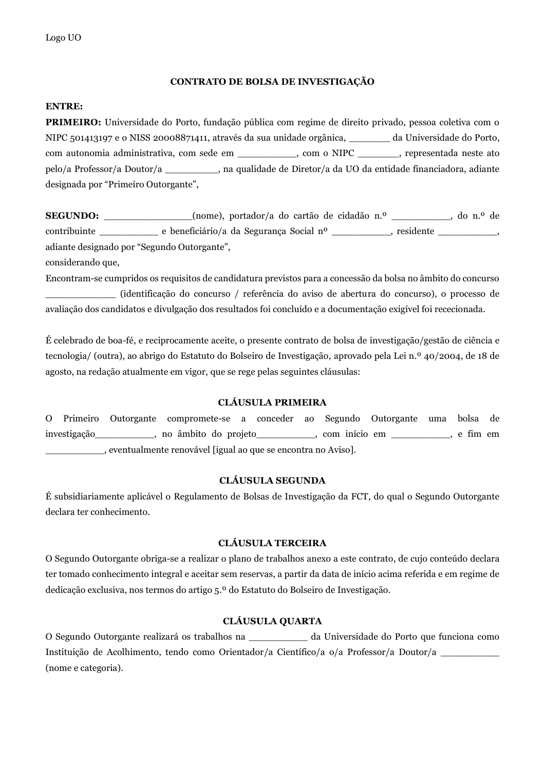Logo UO

## CONTRATO DE BOLSA DE INVESTIGAÇÃO

**ENTRE:**

**PRIMEIRO:** Universidade do Porto, fundação pública com regime de direito privado, pessoa coletiva com o NIPC 501413197 e o NISS 20008871411, através da sua unidade orgânica, _______ da Universidade do Porto, com autonomia administrativa, com sede em __________, com o NIPC _______, representada neste ato pelo/a Professor/a Doutor/a _________, na qualidade de Diretor/a da UO da entidade financiadora, adiante designada por "Primeiro Outorgante",

**SEGUNDO:** _______________(nome), portador/a do cartão de cidadão n.º __________, do n.º de contribuinte __________ e beneficiário/a da Segurança Social nº __________, residente __________, adiante designado por "Segundo Outorgante",

considerando que,

Encontram-se cumpridos os requisitos de candidatura previstos para a concessão da bolsa no âmbito do concurso ____________ (identificação do concurso / referência do aviso de abertura do concurso), o processo de avaliação dos candidatos e divulgação dos resultados foi concluído e a documentação exigível foi rececionada.

É celebrado de boa-fé, e reciprocamente aceite, o presente contrato de bolsa de investigação/gestão de ciência e tecnologia/ (outra), ao abrigo do Estatuto do Bolseiro de Investigação, aprovado pela Lei n.º 40/2004, de 18 de agosto, na redação atualmente em vigor, que se rege pelas seguintes cláusulas:

### CLÁUSULA PRIMEIRA

O Primeiro Outorgante compromete-se a conceder ao Segundo Outorgante uma bolsa de investigação__________, no âmbito do projeto__________, com início em __________, e fim em __________, eventualmente renovável [igual ao que se encontra no Aviso].

### CLÁUSULA SEGUNDA

É subsidiariamente aplicável o Regulamento de Bolsas de Investigação da FCT, do qual o Segundo Outorgante declara ter conhecimento.

### CLÁUSULA TERCEIRA

O Segundo Outorgante obriga-se a realizar o plano de trabalhos anexo a este contrato, de cujo conteúdo declara ter tomado conhecimento integral e aceitar sem reservas, a partir da data de início acima referida e em regime de dedicação exclusiva, nos termos do artigo 5.º do Estatuto do Bolseiro de Investigação.

### CLÁUSULA QUARTA

O Segundo Outorgante realizará os trabalhos na __________ da Universidade do Porto que funciona como Instituição de Acolhimento, tendo como Orientador/a Científico/a o/a Professor/a Doutor/a __________ (nome e categoria).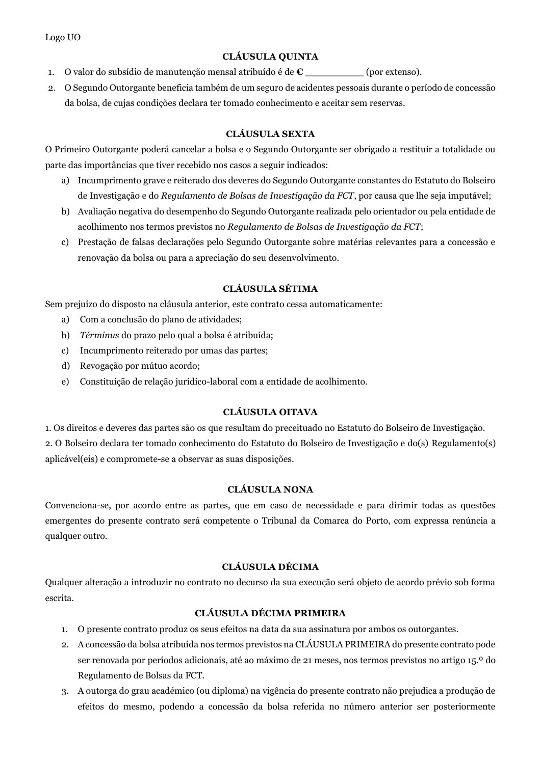Logo UO

**CLÁUSULA QUINTA**

1. O valor do subsídio de manutenção mensal atribuído é de **€** __________ (por extenso).
2. O Segundo Outorgante beneficia também de um seguro de acidentes pessoais durante o período de concessão da bolsa, de cujas condições declara ter tomado conhecimento e aceitar sem reservas.

**CLÁUSULA SEXTA**

O Primeiro Outorgante poderá cancelar a bolsa e o Segundo Outorgante ser obrigado a restituir a totalidade ou parte das importâncias que tiver recebido nos casos a seguir indicados:

a) Incumprimento grave e reiterado dos deveres do Segundo Outorgante constantes do Estatuto do Bolseiro de Investigação e do *Regulamento de Bolsas de Investigação da FCT*, por causa que lhe seja imputável;

b) Avaliação negativa do desempenho do Segundo Outorgante realizada pelo orientador ou pela entidade de acolhimento nos termos previstos no *Regulamento de Bolsas de Investigação da FCT*;

c) Prestação de falsas declarações pelo Segundo Outorgante sobre matérias relevantes para a concessão e renovação da bolsa ou para a apreciação do seu desenvolvimento.

**CLÁUSULA SÉTIMA**

Sem prejuízo do disposto na cláusula anterior, este contrato cessa automaticamente:

a) Com a conclusão do plano de atividades;

b) *Términus* do prazo pelo qual a bolsa é atribuída;

c) Incumprimento reiterado por umas das partes;

d) Revogação por mútuo acordo;

e) Constituição de relação jurídico-laboral com a entidade de acolhimento.

**CLÁUSULA OITAVA**

1. Os direitos e deveres das partes são os que resultam do preceituado no Estatuto do Bolseiro de Investigação.
2. O Bolseiro declara ter tomado conhecimento do Estatuto do Bolseiro de Investigação e do(s) Regulamento(s) aplicável(eis) e compromete-se a observar as suas disposições.

**CLÁUSULA NONA**

Convenciona-se, por acordo entre as partes, que em caso de necessidade e para dirimir todas as questões emergentes do presente contrato será competente o Tribunal da Comarca do Porto, com expressa renúncia a qualquer outro.

**CLÁUSULA DÉCIMA**

Qualquer alteração a introduzir no contrato no decurso da sua execução será objeto de acordo prévio sob forma escrita.

**CLÁUSULA DÉCIMA PRIMEIRA**

1. O presente contrato produz os seus efeitos na data da sua assinatura por ambos os outorgantes.
2. A concessão da bolsa atribuída nos termos previstos na CLÁUSULA PRIMEIRA do presente contrato pode ser renovada por períodos adicionais, até ao máximo de 21 meses, nos termos previstos no artigo 15.º do Regulamento de Bolsas da FCT.
3. A outorga do grau académico (ou diploma) na vigência do presente contrato não prejudica a produção de efeitos do mesmo, podendo a concessão da bolsa referida no número anterior ser posteriormente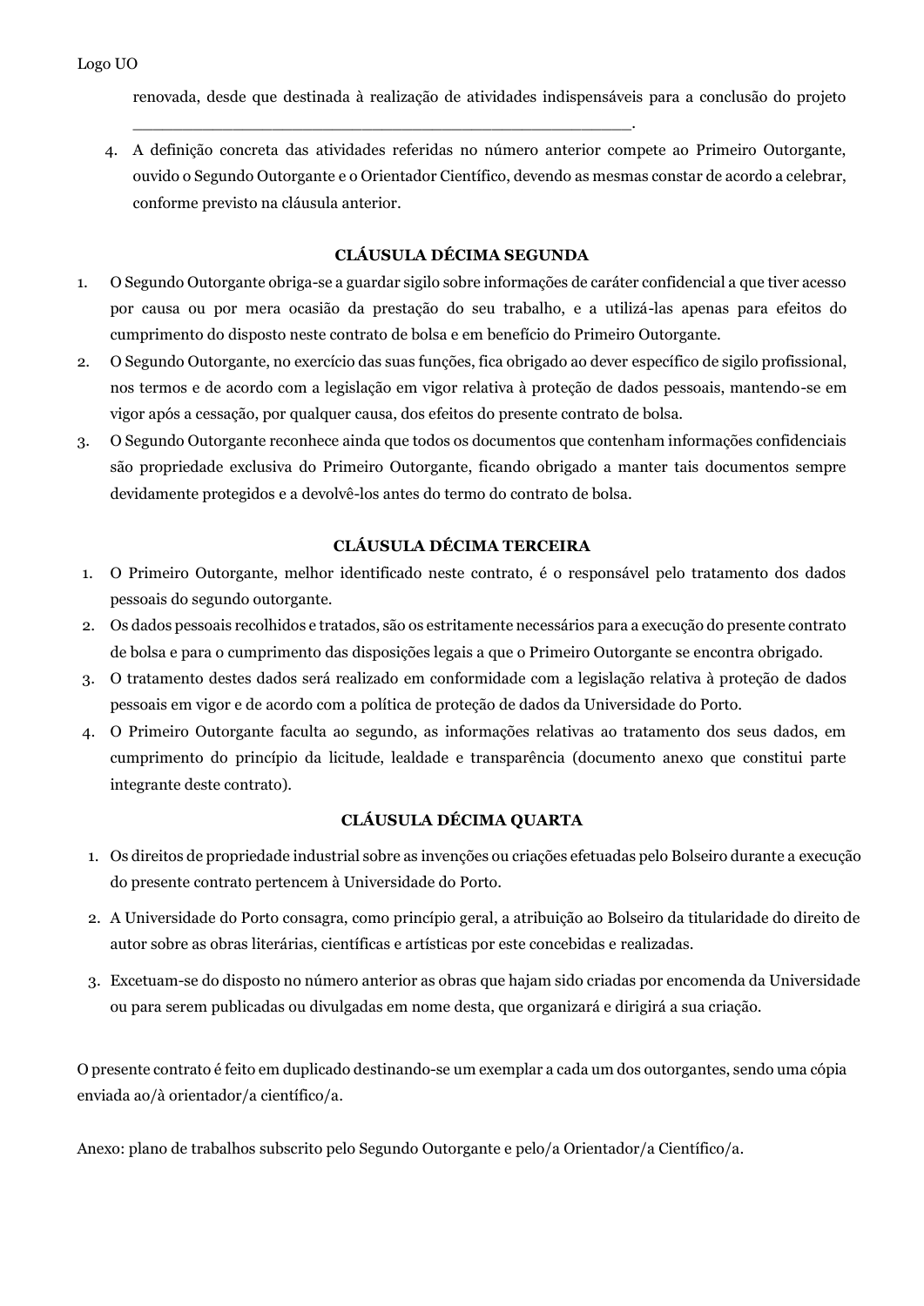renovada, desde que destinada à realização de atividades indispensáveis para a conclusão do projeto _____________________________________________.

4. A definição concreta das atividades referidas no número anterior compete ao Primeiro Outorgante, ouvido o Segundo Outorgante e o Orientador Científico, devendo as mesmas constar de acordo a celebrar, conforme previsto na cláusula anterior.

**CLÁUSULA DÉCIMA SEGUNDA**

1. O Segundo Outorgante obriga-se a guardar sigilo sobre informações de caráter confidencial a que tiver acesso por causa ou por mera ocasião da prestação do seu trabalho, e a utilizá-las apenas para efeitos do cumprimento do disposto neste contrato de bolsa e em benefício do Primeiro Outorgante.
2. O Segundo Outorgante, no exercício das suas funções, fica obrigado ao dever específico de sigilo profissional, nos termos e de acordo com a legislação em vigor relativa à proteção de dados pessoais, mantendo-se em vigor após a cessação, por qualquer causa, dos efeitos do presente contrato de bolsa.
3. O Segundo Outorgante reconhece ainda que todos os documentos que contenham informações confidenciais são propriedade exclusiva do Primeiro Outorgante, ficando obrigado a manter tais documentos sempre devidamente protegidos e a devolvê-los antes do termo do contrato de bolsa.

**CLÁUSULA DÉCIMA TERCEIRA**

1. O Primeiro Outorgante, melhor identificado neste contrato, é o responsável pelo tratamento dos dados pessoais do segundo outorgante.
2. Os dados pessoais recolhidos e tratados, são os estritamente necessários para a execução do presente contrato de bolsa e para o cumprimento das disposições legais a que o Primeiro Outorgante se encontra obrigado.
3. O tratamento destes dados será realizado em conformidade com a legislação relativa à proteção de dados pessoais em vigor e de acordo com a política de proteção de dados da Universidade do Porto.
4. O Primeiro Outorgante faculta ao segundo, as informações relativas ao tratamento dos seus dados, em cumprimento do princípio da licitude, lealdade e transparência (documento anexo que constitui parte integrante deste contrato).

**CLÁUSULA DÉCIMA QUARTA**

1. Os direitos de propriedade industrial sobre as invenções ou criações efetuadas pelo Bolseiro durante a execução do presente contrato pertencem à Universidade do Porto.
2. A Universidade do Porto consagra, como princípio geral, a atribuição ao Bolseiro da titularidade do direito de autor sobre as obras literárias, científicas e artísticas por este concebidas e realizadas.
3. Excetuam-se do disposto no número anterior as obras que hajam sido criadas por encomenda da Universidade ou para serem publicadas ou divulgadas em nome desta, que organizará e dirigirá a sua criação.

O presente contrato é feito em duplicado destinando-se um exemplar a cada um dos outorgantes, sendo uma cópia enviada ao/à orientador/a científico/a.

Anexo: plano de trabalhos subscrito pelo Segundo Outorgante e pelo/a Orientador/a Científico/a.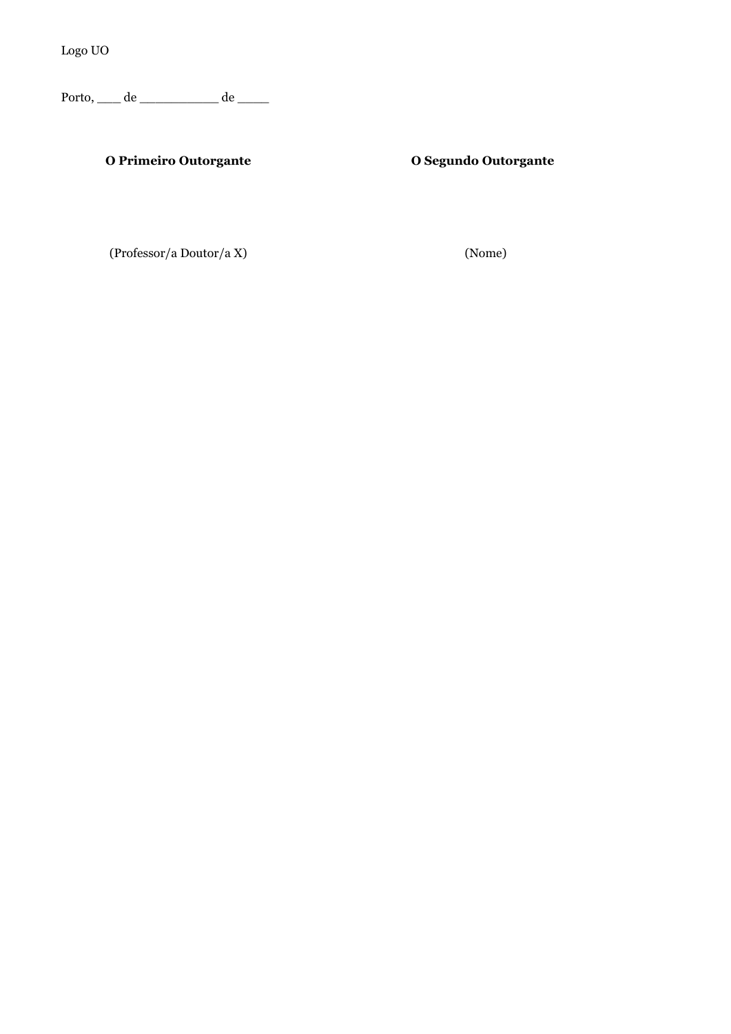Logo UO

Porto, ___ de __________ de ____

| **O Primeiro Outorgante** | **O Segundo Outorgante** |
|---|---|
| (Professor/a Doutor/a X) | (Nome) |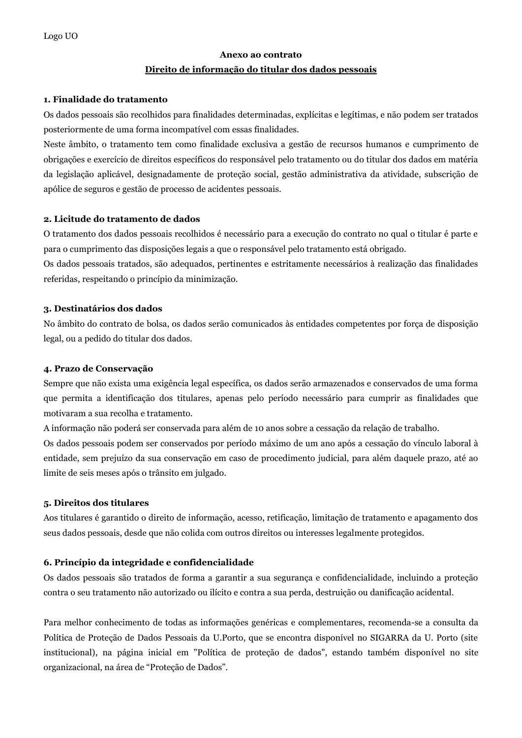Logo UO

**Anexo ao contrato**

**<u>Direito de informação do titular dos dados pessoais</u>**

**1. Finalidade do tratamento**

Os dados pessoais são recolhidos para finalidades determinadas, explícitas e legítimas, e não podem ser tratados posteriormente de uma forma incompatível com essas finalidades.

Neste âmbito, o tratamento tem como finalidade exclusiva a gestão de recursos humanos e cumprimento de obrigações e exercício de direitos específicos do responsável pelo tratamento ou do titular dos dados em matéria da legislação aplicável, designadamente de proteção social, gestão administrativa da atividade, subscrição de apólice de seguros e gestão de processo de acidentes pessoais.

**2. Licitude do tratamento de dados**

O tratamento dos dados pessoais recolhidos é necessário para a execução do contrato no qual o titular é parte e para o cumprimento das disposições legais a que o responsável pelo tratamento está obrigado.

Os dados pessoais tratados, são adequados, pertinentes e estritamente necessários à realização das finalidades referidas, respeitando o princípio da minimização.

**3. Destinatários dos dados**

No âmbito do contrato de bolsa, os dados serão comunicados às entidades competentes por força de disposição legal, ou a pedido do titular dos dados.

**4. Prazo de Conservação**

Sempre que não exista uma exigência legal específica, os dados serão armazenados e conservados de uma forma que permita a identificação dos titulares, apenas pelo período necessário para cumprir as finalidades que motivaram a sua recolha e tratamento.

A informação não poderá ser conservada para além de 10 anos sobre a cessação da relação de trabalho.

Os dados pessoais podem ser conservados por período máximo de um ano após a cessação do vínculo laboral à entidade, sem prejuízo da sua conservação em caso de procedimento judicial, para além daquele prazo, até ao limite de seis meses após o trânsito em julgado.

**5. Direitos dos titulares**

Aos titulares é garantido o direito de informação, acesso, retificação, limitação de tratamento e apagamento dos seus dados pessoais, desde que não colida com outros direitos ou interesses legalmente protegidos.

**6. Princípio da integridade e confidencialidade**

Os dados pessoais são tratados de forma a garantir a sua segurança e confidencialidade, incluindo a proteção contra o seu tratamento não autorizado ou ilícito e contra a sua perda, destruição ou danificação acidental.

Para melhor conhecimento de todas as informações genéricas e complementares, recomenda-se a consulta da Política de Proteção de Dados Pessoais da U.Porto, que se encontra disponível no SIGARRA da U. Porto (site institucional), na página inicial em "Política de proteção de dados", estando também disponível no site organizacional, na área de "Proteção de Dados".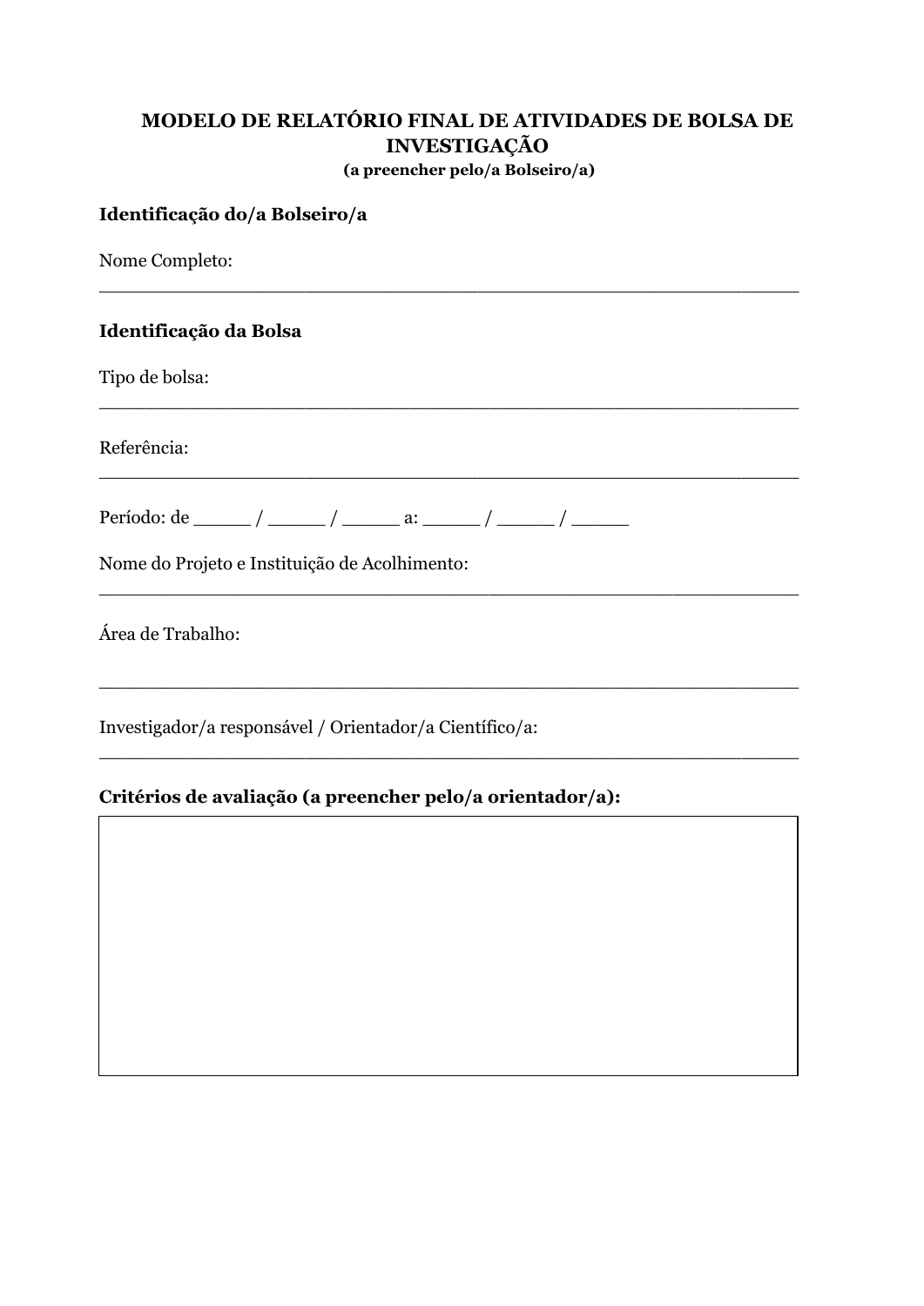**MODELO DE RELATÓRIO FINAL DE ATIVIDADES DE BOLSA DE INVESTIGAÇÃO**

**(a preencher pelo/a Bolseiro/a)**

**Identificação do/a Bolseiro/a**

Nome Completo:
______________________________________________________________

**Identificação da Bolsa**

Tipo de bolsa:
______________________________________________________________

Referência:
______________________________________________________________

Período: de _____ / _____ / _____ a: _____ / _____ / _____

Nome do Projeto e Instituição de Acolhimento:
______________________________________________________________

Área de Trabalho:

______________________________________________________________

Investigador/a responsável / Orientador/a Científico/a:
______________________________________________________________

**Critérios de avaliação (a preencher pelo/a orientador/a):**

| |
|---|
| |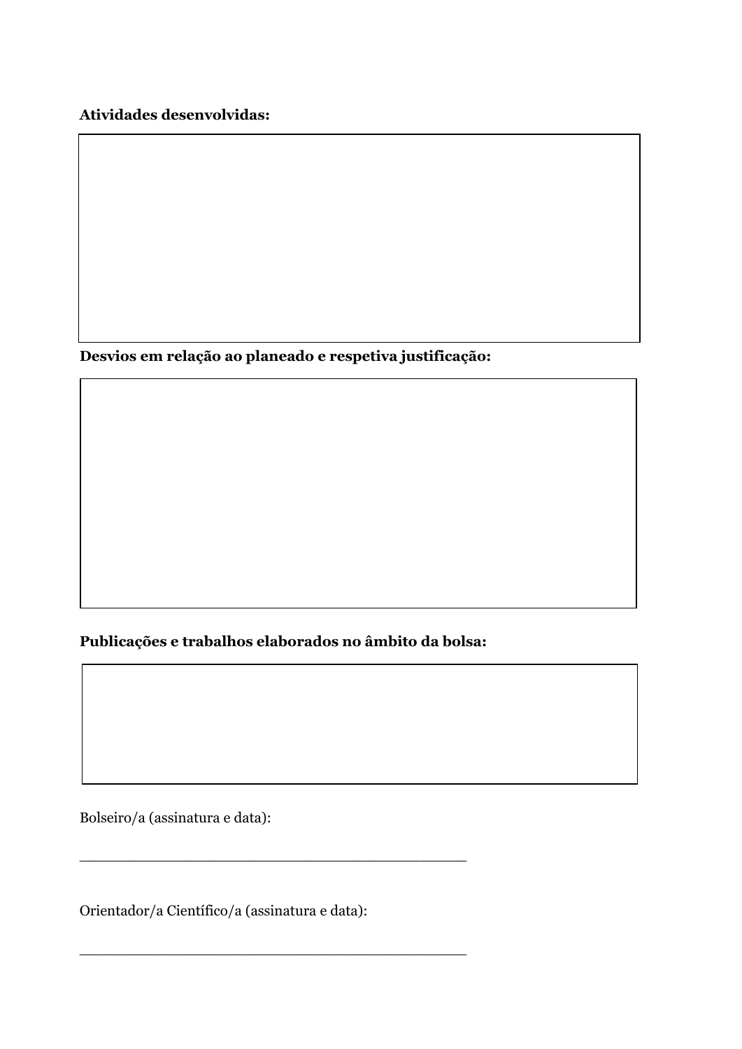**Atividades desenvolvidas:**

| |
|---|
| |

**Desvios em relação ao planeado e respetiva justificação:**

| |
|---|
| |

**Publicações e trabalhos elaborados no âmbito da bolsa:**

| |
|---|
| |

Bolseiro/a (assinatura e data):

_____________________________________________

Orientador/a Científico/a (assinatura e data):

_____________________________________________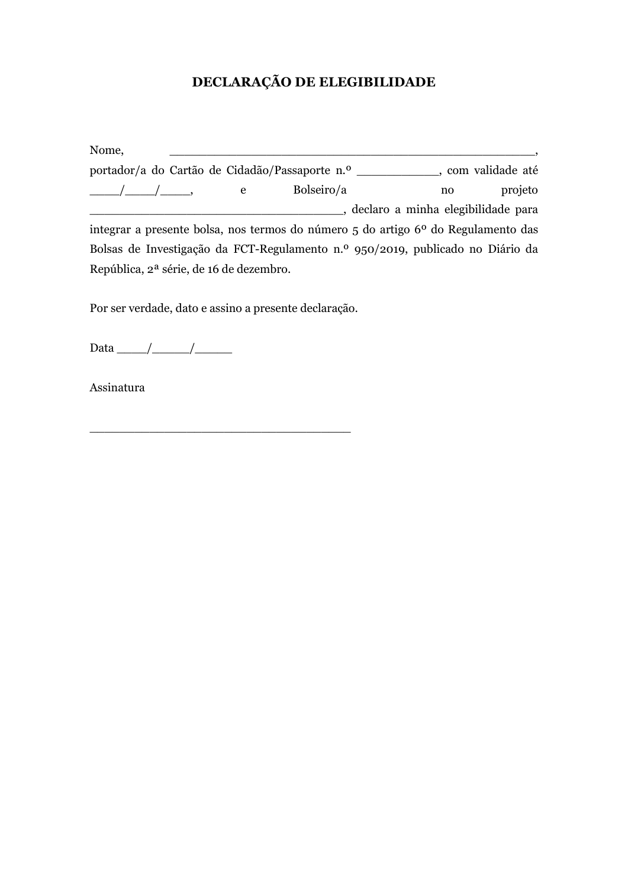# DECLARAÇÃO DE ELEGIBILIDADE

Nome, ______________________________________________, portador/a do Cartão de Cidadão/Passaporte n.º __________, com validade até ____/____/____, e Bolseiro/a no projeto ______________________________, declaro a minha elegibilidade para integrar a presente bolsa, nos termos do número 5 do artigo 6º do Regulamento das Bolsas de Investigação da FCT-Regulamento n.º 950/2019, publicado no Diário da República, 2ª série, de 16 de dezembro.

Por ser verdade, dato e assino a presente declaração.

Data ____/_____/_____

Assinatura

________________________________